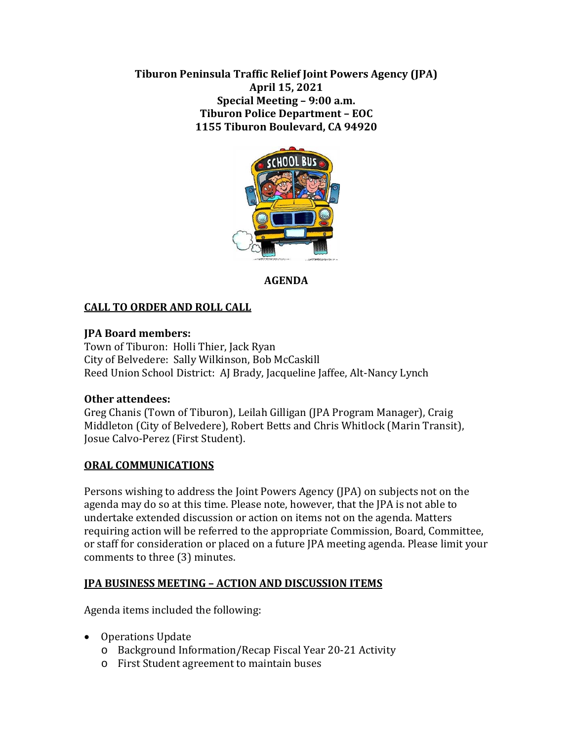**Tiburon Peninsula Traffic Relief Joint Powers Agency (JPA)**
**April 15, 2021**
**Special Meeting – 9:00 a.m.**
**Tiburon Police Department – EOC**
**1155 Tiburon Boulevard, CA 94920**

**AGENDA**

## CALL TO ORDER AND ROLL CALL

**JPA Board members:**
Town of Tiburon: Holli Thier, Jack Ryan
City of Belvedere: Sally Wilkinson, Bob McCaskill
Reed Union School District: AJ Brady, Jacqueline Jaffee, Alt-Nancy Lynch

**Other attendees:**
Greg Chanis (Town of Tiburon), Leilah Gilligan (JPA Program Manager), Craig Middleton (City of Belvedere), Robert Betts and Chris Whitlock (Marin Transit), Josue Calvo-Perez (First Student).

## ORAL COMMUNICATIONS

Persons wishing to address the Joint Powers Agency (JPA) on subjects not on the agenda may do so at this time. Please note, however, that the JPA is not able to undertake extended discussion or action on items not on the agenda. Matters requiring action will be referred to the appropriate Commission, Board, Committee, or staff for consideration or placed on a future JPA meeting agenda. Please limit your comments to three (3) minutes.

## JPA BUSINESS MEETING – ACTION AND DISCUSSION ITEMS

Agenda items included the following:

- Operations Update
  - Background Information/Recap Fiscal Year 20-21 Activity
  - First Student agreement to maintain buses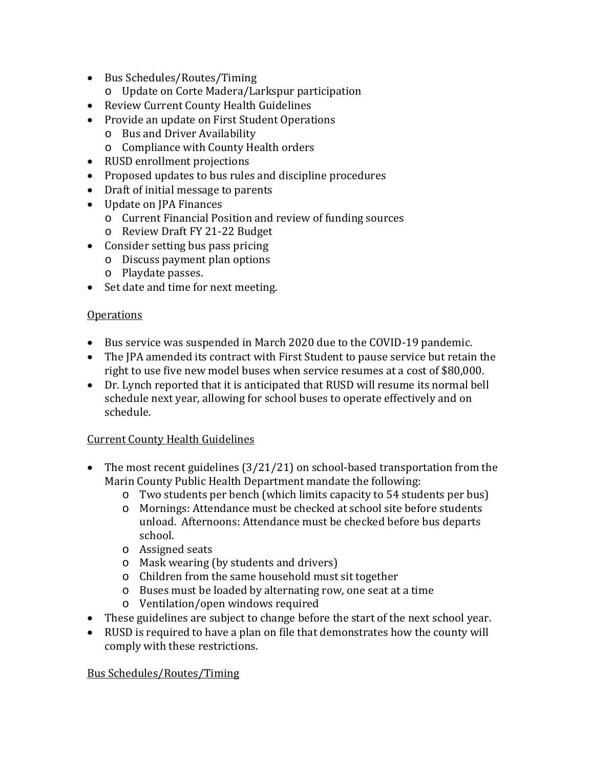- Bus Schedules/Routes/Timing
  - Update on Corte Madera/Larkspur participation
- Review Current County Health Guidelines
- Provide an update on First Student Operations
  - Bus and Driver Availability
  - Compliance with County Health orders
- RUSD enrollment projections
- Proposed updates to bus rules and discipline procedures
- Draft of initial message to parents
- Update on JPA Finances
  - Current Financial Position and review of funding sources
  - Review Draft FY 21-22 Budget
- Consider setting bus pass pricing
  - Discuss payment plan options
  - Playdate passes.
- Set date and time for next meeting.

<u>Operations</u>

- Bus service was suspended in March 2020 due to the COVID-19 pandemic.
- The JPA amended its contract with First Student to pause service but retain the right to use five new model buses when service resumes at a cost of $80,000.
- Dr. Lynch reported that it is anticipated that RUSD will resume its normal bell schedule next year, allowing for school buses to operate effectively and on schedule.

<u>Current County Health Guidelines</u>

- The most recent guidelines (3/21/21) on school-based transportation from the Marin County Public Health Department mandate the following:
  - Two students per bench (which limits capacity to 54 students per bus)
  - Mornings: Attendance must be checked at school site before students unload. Afternoons: Attendance must be checked before bus departs school.
  - Assigned seats
  - Mask wearing (by students and drivers)
  - Children from the same household must sit together
  - Buses must be loaded by alternating row, one seat at a time
  - Ventilation/open windows required
- These guidelines are subject to change before the start of the next school year.
- RUSD is required to have a plan on file that demonstrates how the county will comply with these restrictions.

<u>Bus Schedules/Routes/Timing</u>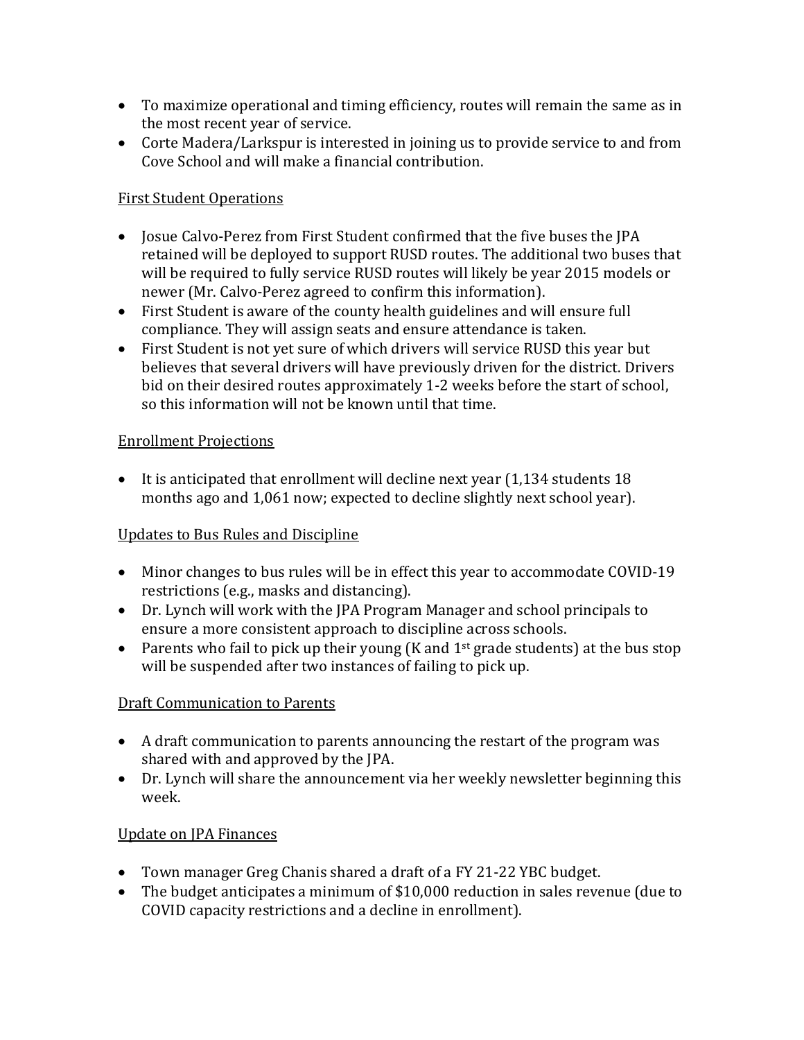- To maximize operational and timing efficiency, routes will remain the same as in the most recent year of service.
- Corte Madera/Larkspur is interested in joining us to provide service to and from Cove School and will make a financial contribution.

## First Student Operations

- Josue Calvo-Perez from First Student confirmed that the five buses the JPA retained will be deployed to support RUSD routes. The additional two buses that will be required to fully service RUSD routes will likely be year 2015 models or newer (Mr. Calvo-Perez agreed to confirm this information).
- First Student is aware of the county health guidelines and will ensure full compliance. They will assign seats and ensure attendance is taken.
- First Student is not yet sure of which drivers will service RUSD this year but believes that several drivers will have previously driven for the district. Drivers bid on their desired routes approximately 1-2 weeks before the start of school, so this information will not be known until that time.

## Enrollment Projections

- It is anticipated that enrollment will decline next year (1,134 students 18 months ago and 1,061 now; expected to decline slightly next school year).

## Updates to Bus Rules and Discipline

- Minor changes to bus rules will be in effect this year to accommodate COVID-19 restrictions (e.g., masks and distancing).
- Dr. Lynch will work with the JPA Program Manager and school principals to ensure a more consistent approach to discipline across schools.
- Parents who fail to pick up their young (K and 1st grade students) at the bus stop will be suspended after two instances of failing to pick up.

## Draft Communication to Parents

- A draft communication to parents announcing the restart of the program was shared with and approved by the JPA.
- Dr. Lynch will share the announcement via her weekly newsletter beginning this week.

## Update on JPA Finances

- Town manager Greg Chanis shared a draft of a FY 21-22 YBC budget.
- The budget anticipates a minimum of $10,000 reduction in sales revenue (due to COVID capacity restrictions and a decline in enrollment).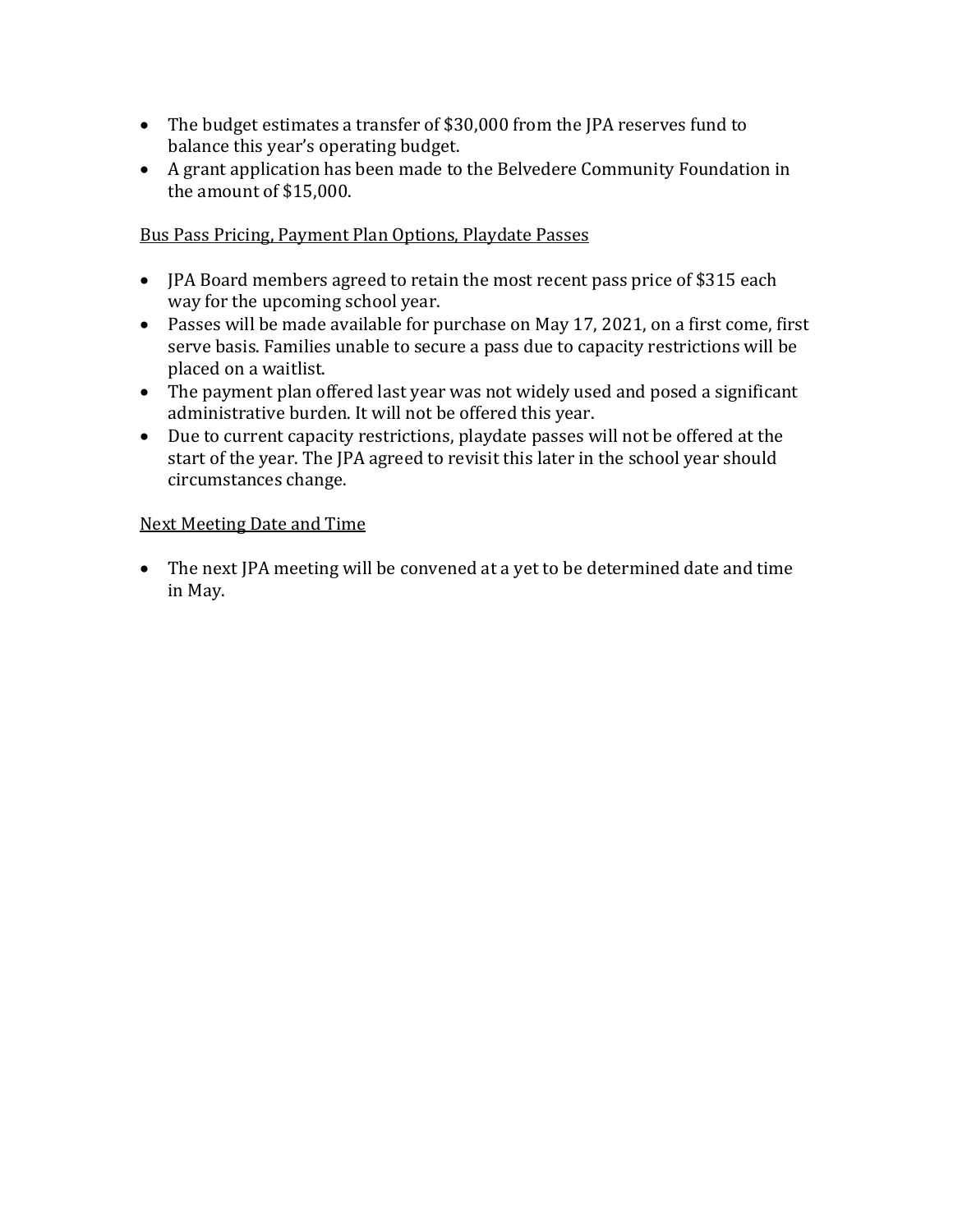- The budget estimates a transfer of $30,000 from the JPA reserves fund to balance this year's operating budget.
- A grant application has been made to the Belvedere Community Foundation in the amount of $15,000.

<u>Bus Pass Pricing, Payment Plan Options, Playdate Passes</u>

- JPA Board members agreed to retain the most recent pass price of $315 each way for the upcoming school year.
- Passes will be made available for purchase on May 17, 2021, on a first come, first serve basis. Families unable to secure a pass due to capacity restrictions will be placed on a waitlist.
- The payment plan offered last year was not widely used and posed a significant administrative burden. It will not be offered this year.
- Due to current capacity restrictions, playdate passes will not be offered at the start of the year. The JPA agreed to revisit this later in the school year should circumstances change.

<u>Next Meeting Date and Time</u>

- The next JPA meeting will be convened at a yet to be determined date and time in May.